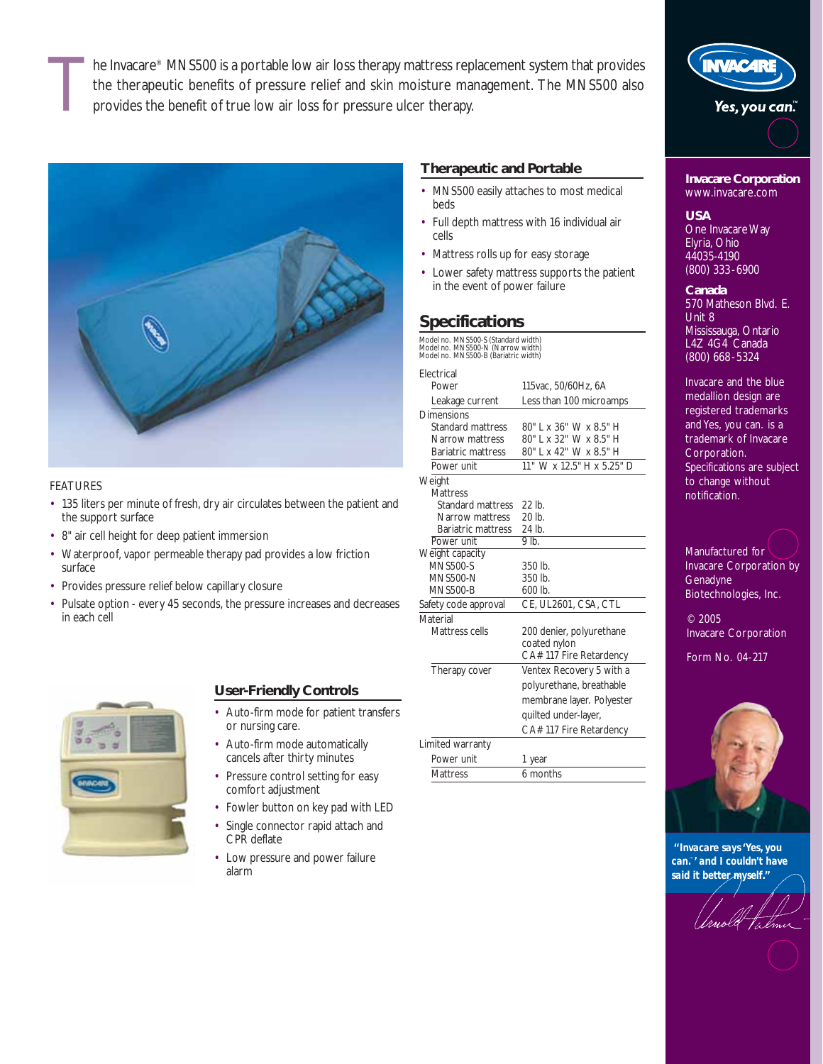The Invacare® MNS500 is a portable low air loss therapy mattress replacement system that provides the therapeutic benefits of pressure relief and skin moisture management. The MNS500 also provides the benefit of true low air loss for pressure ulcer therapy.

FEATURES

- 135 liters per minute of fresh, dry air circulates between the patient and the support surface
- 8" air cell height for deep patient immersion
- Waterproof, vapor permeable therapy pad provides a low friction surface
- Provides pressure relief below capillary closure
- Pulsate option - every 45 seconds, the pressure increases and decreases in each cell

## Therapeutic and Portable

- MNS500 easily attaches to most medical beds
- Full depth mattress with 16 individual air cells
- Mattress rolls up for easy storage
- Lower safety mattress supports the patient in the event of power failure

## Specifications

Model no. MNS500-S (Standard width)
Model no. MNS500-N (Narrow width)
Model no. MNS500-B (Bariatric width)

| | |
|---|---|
| **Electrical** | |
| Power | 115vac, 50/60Hz, 6A |
| Leakage current | Less than 100 microamps |
| **Dimensions** | |
| Standard mattress | 80" L x 36" W x 8.5" H |
| Narrow mattress | 80" L x 32" W x 8.5" H |
| Bariatric mattress | 80" L x 42" W x 8.5" H |
| Power unit | 11" W x 12.5" H x 5.25" D |
| **Weight** | |
| Mattress | |
| Standard mattress | 22 lb. |
| Narrow mattress | 20 lb. |
| Bariatric mattress | 24 lb. |
| Power unit | 9 lb. |
| **Weight capacity** | |
| MNS500-S | 350 lb. |
| MNS500-N | 350 lb. |
| MNS500-B | 600 lb. |
| **Safety code approval** | CE, UL2601, CSA, CTL |
| **Material** | |
| Mattress cells | 200 denier, polyurethane coated nylon CA# 117 Fire Retardency |
| Therapy cover | Ventex Recovery 5 with a polyurethane, breathable membrane layer. Polyester quilted under-layer, CA# 117 Fire Retardency |
| **Limited warranty** | |
| Power unit | 1 year |
| Mattress | 6 months |

## User-Friendly Controls

- Auto-firm mode for patient transfers or nursing care.
- Auto-firm mode automatically cancels after thirty minutes
- Pressure control setting for easy comfort adjustment
- Fowler button on key pad with LED
- Single connector rapid attach and CPR deflate
- Low pressure and power failure alarm

INVACARE
Yes, you can.™

**Invacare Corporation**
www.invacare.com

**USA**
One Invacare Way
Elyria, Ohio
44035-4190
(800) 333-6900

**Canada**
570 Matheson Blvd. E.
Unit 8
Mississauga, Ontario
L4Z 4G4 Canada
(800) 668-5324

Invacare and the blue medallion design are registered trademarks and Yes, you can. is a trademark of Invacare Corporation.
Specifications are subject to change without notification.

Manufactured for Invacare Corporation by Genadyne Biotechnologies, Inc.

© 2005
Invacare Corporation

Form No. 04-217

***"Invacare says 'Yes, you can.™' and I couldn't have said it better myself."***

Arnold Palmer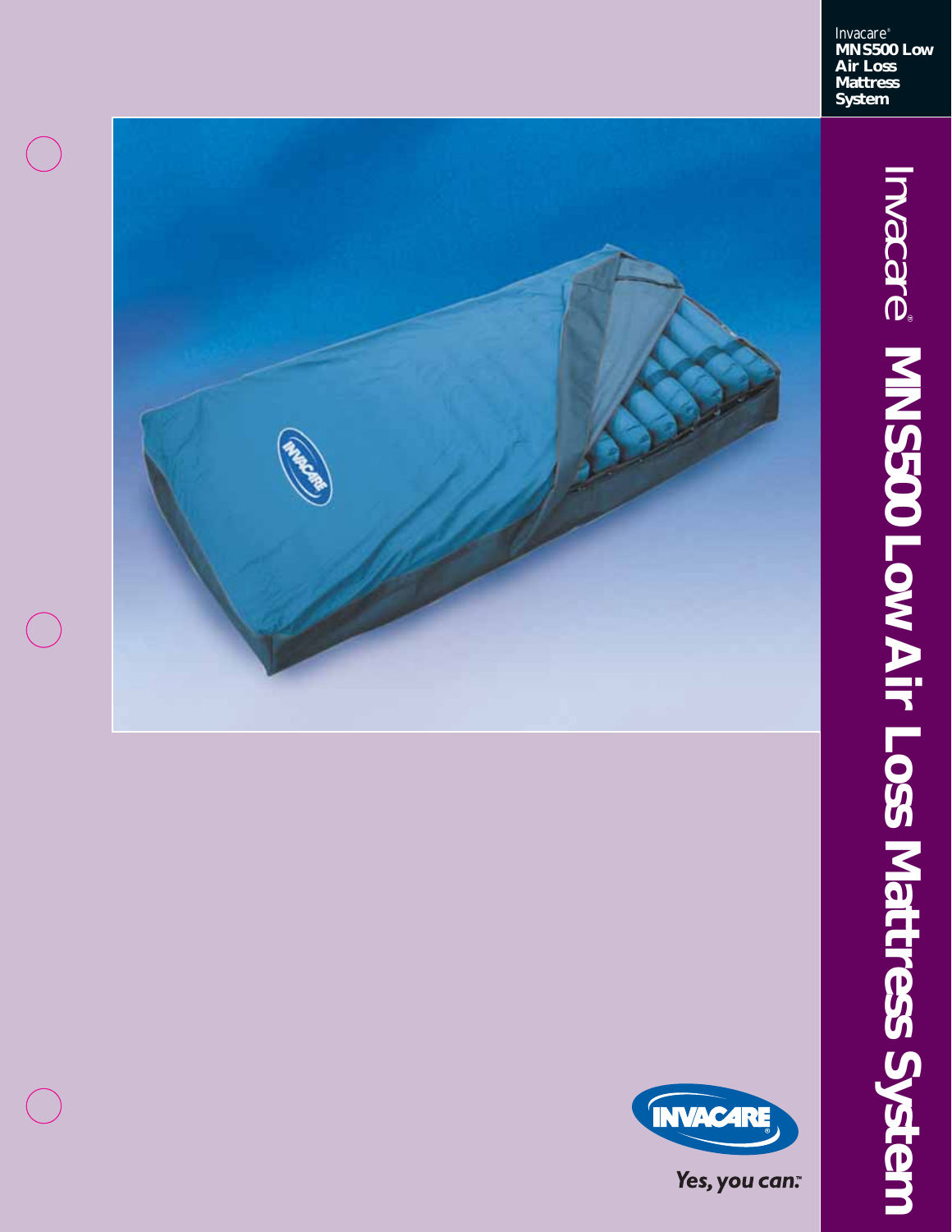Invacare®
**MNS500 Low Air Loss Mattress System**

# Invacare® MNS500 Low Air Loss Mattress System

Yes, you can.™